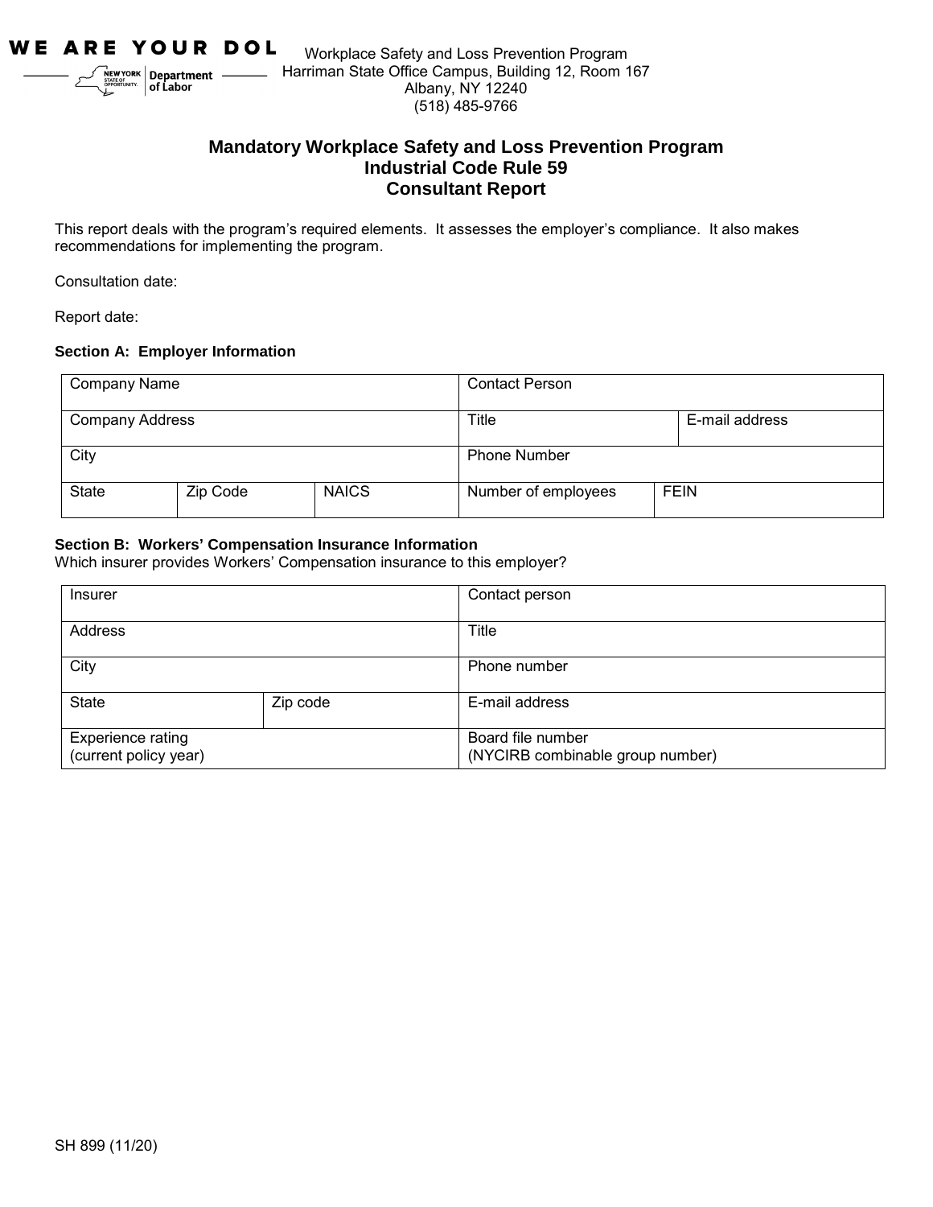WE ARE YOUR DOL

NEW YORK STATE OF OPPORTUNITY | Department of Labor

Workplace Safety and Loss Prevention Program
Harriman State Office Campus, Building 12, Room 167
Albany, NY 12240
(518) 485-9766

# Mandatory Workplace Safety and Loss Prevention Program
## Industrial Code Rule 59
## Consultant Report

This report deals with the program's required elements. It assesses the employer's compliance. It also makes recommendations for implementing the program.

Consultation date:

Report date:

### Section A: Employer Information

| Company Name | | | Contact Person | |
|---|---|---|---|---|
| Company Address | | | Title | E-mail address |
| City | | | Phone Number | |
| State | Zip Code | NAICS | Number of employees | FEIN |

### Section B: Workers' Compensation Insurance Information

Which insurer provides Workers' Compensation insurance to this employer?

| Insurer | | Contact person |
|---|---|---|
| Address | | Title |
| City | | Phone number |
| State | Zip code | E-mail address |
| Experience rating (current policy year) | | Board file number (NYCIRB combinable group number) |

SH 899 (11/20)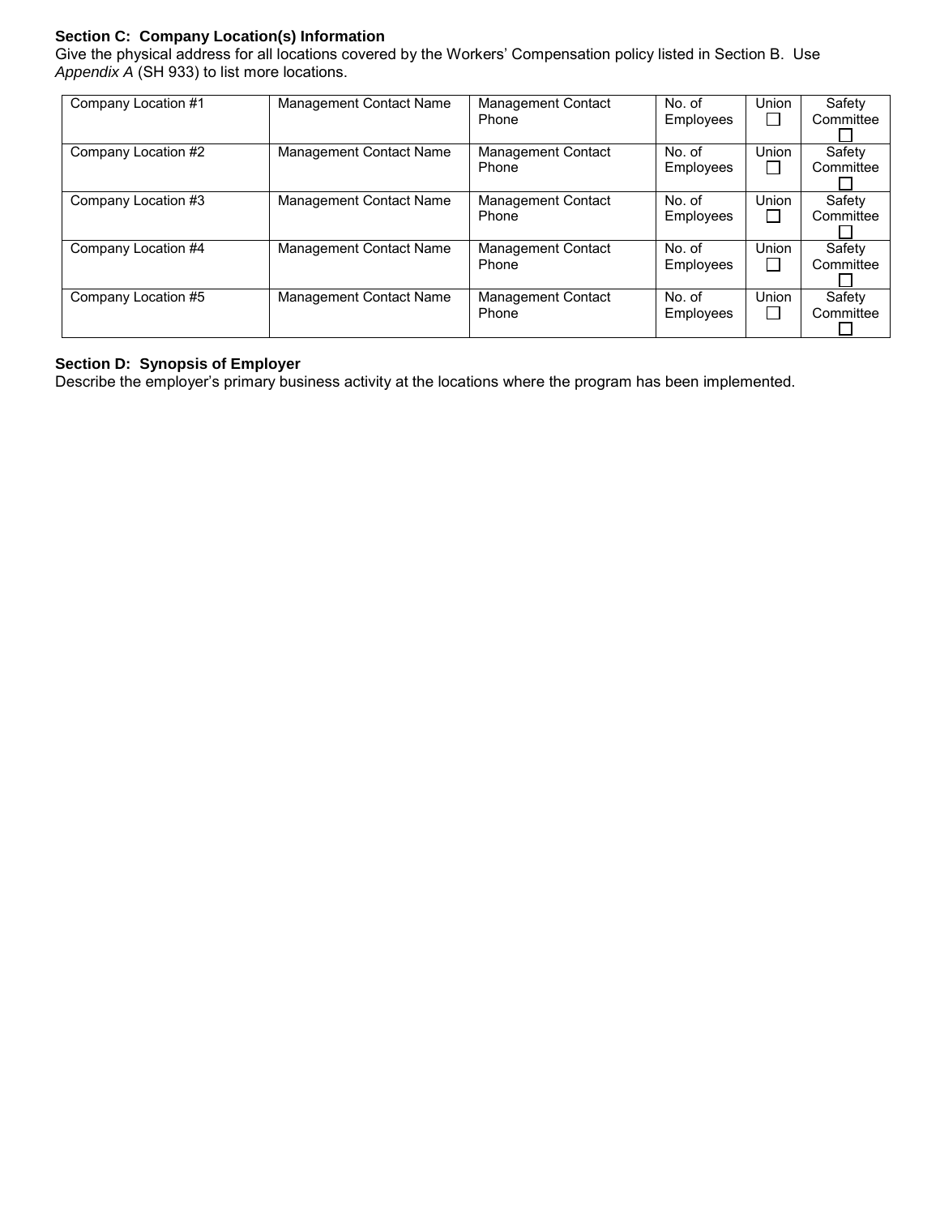**Section C: Company Location(s) Information**

Give the physical address for all locations covered by the Workers' Compensation policy listed in Section B. Use *Appendix A* (SH 933) to list more locations.

| Company Location #1 | Management Contact Name | Management Contact Phone | No. of Employees | Union ☐ | Safety Committee ☐ |
|---|---|---|---|---|---|
| Company Location #2 | Management Contact Name | Management Contact Phone | No. of Employees | Union ☐ | Safety Committee ☐ |
| Company Location #3 | Management Contact Name | Management Contact Phone | No. of Employees | Union ☐ | Safety Committee ☐ |
| Company Location #4 | Management Contact Name | Management Contact Phone | No. of Employees | Union ☐ | Safety Committee ☐ |
| Company Location #5 | Management Contact Name | Management Contact Phone | No. of Employees | Union ☐ | Safety Committee ☐ |

**Section D: Synopsis of Employer**

Describe the employer's primary business activity at the locations where the program has been implemented.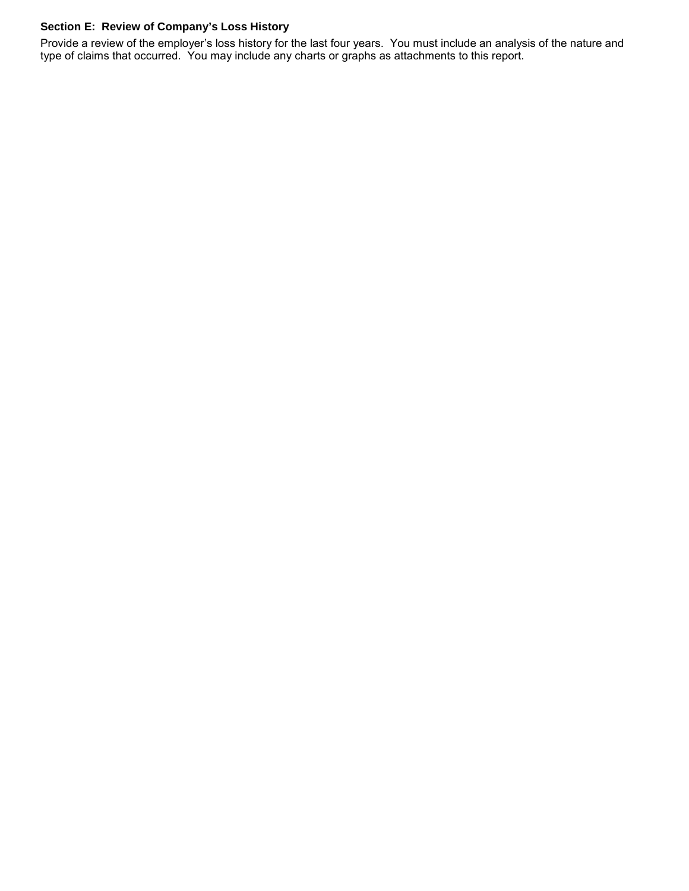**Section E: Review of Company's Loss History**

Provide a review of the employer's loss history for the last four years. You must include an analysis of the nature and type of claims that occurred. You may include any charts or graphs as attachments to this report.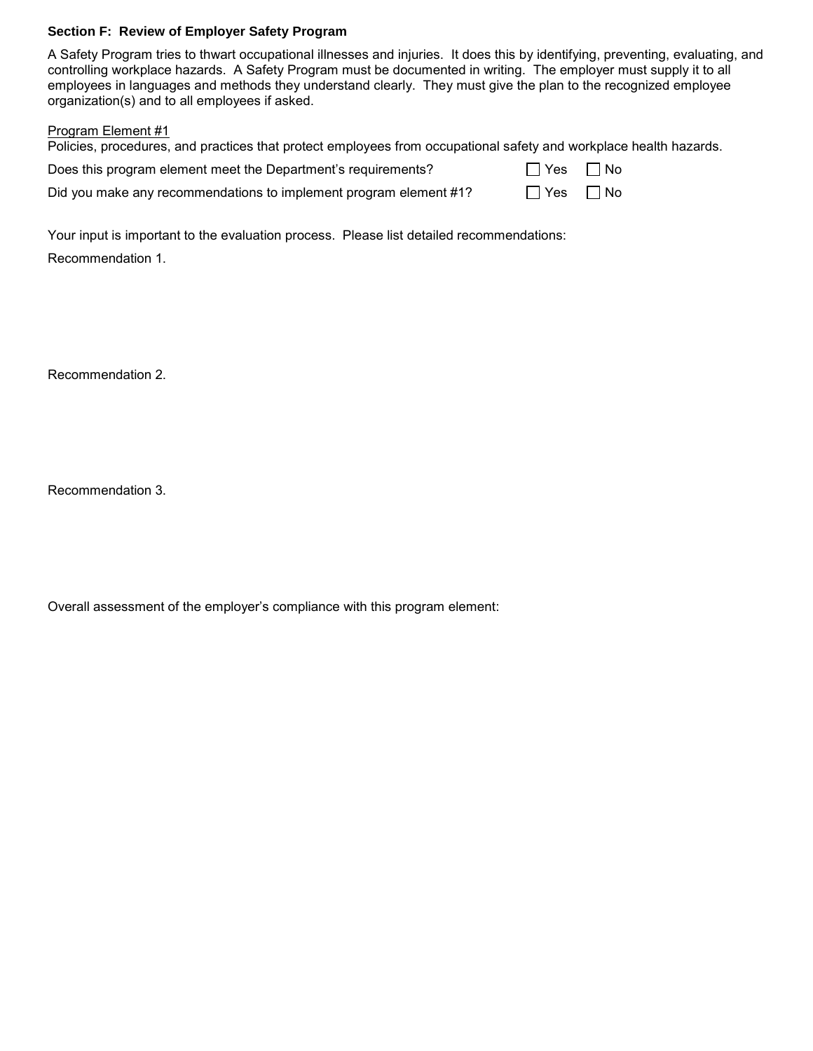**Section F: Review of Employer Safety Program**

A Safety Program tries to thwart occupational illnesses and injuries. It does this by identifying, preventing, evaluating, and controlling workplace hazards. A Safety Program must be documented in writing. The employer must supply it to all employees in languages and methods they understand clearly. They must give the plan to the recognized employee organization(s) and to all employees if asked.

Program Element #1

Policies, procedures, and practices that protect employees from occupational safety and workplace health hazards.

Does this program element meet the Department's requirements? ☐ Yes ☐ No

Did you make any recommendations to implement program element #1? ☐ Yes ☐ No

Your input is important to the evaluation process. Please list detailed recommendations:

Recommendation 1.

Recommendation 2.

Recommendation 3.

Overall assessment of the employer's compliance with this program element: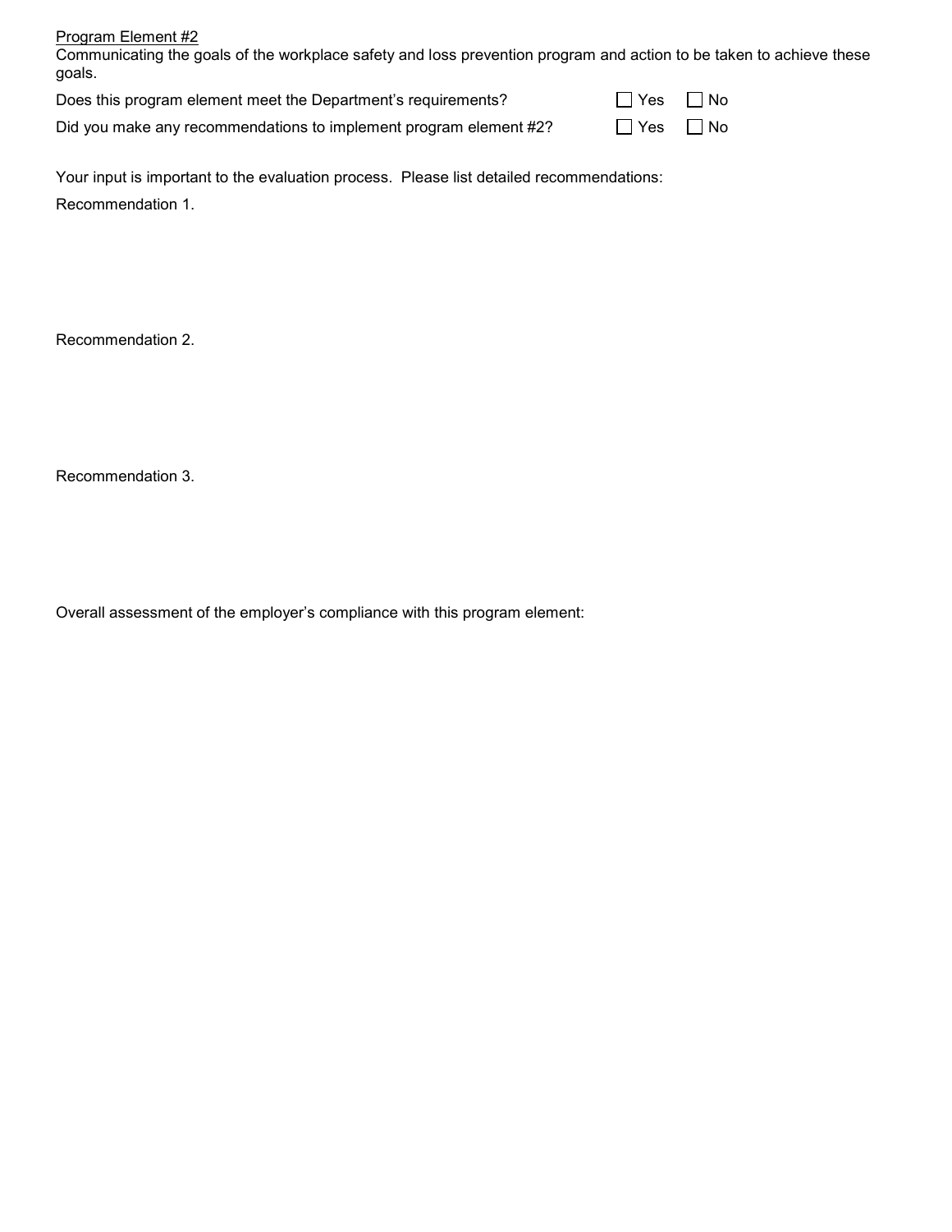<u>Program Element #2</u>

Communicating the goals of the workplace safety and loss prevention program and action to be taken to achieve these goals.

Does this program element meet the Department's requirements? ☐ Yes ☐ No

Did you make any recommendations to implement program element #2? ☐ Yes ☐ No

Your input is important to the evaluation process. Please list detailed recommendations:

Recommendation 1.

Recommendation 2.

Recommendation 3.

Overall assessment of the employer's compliance with this program element: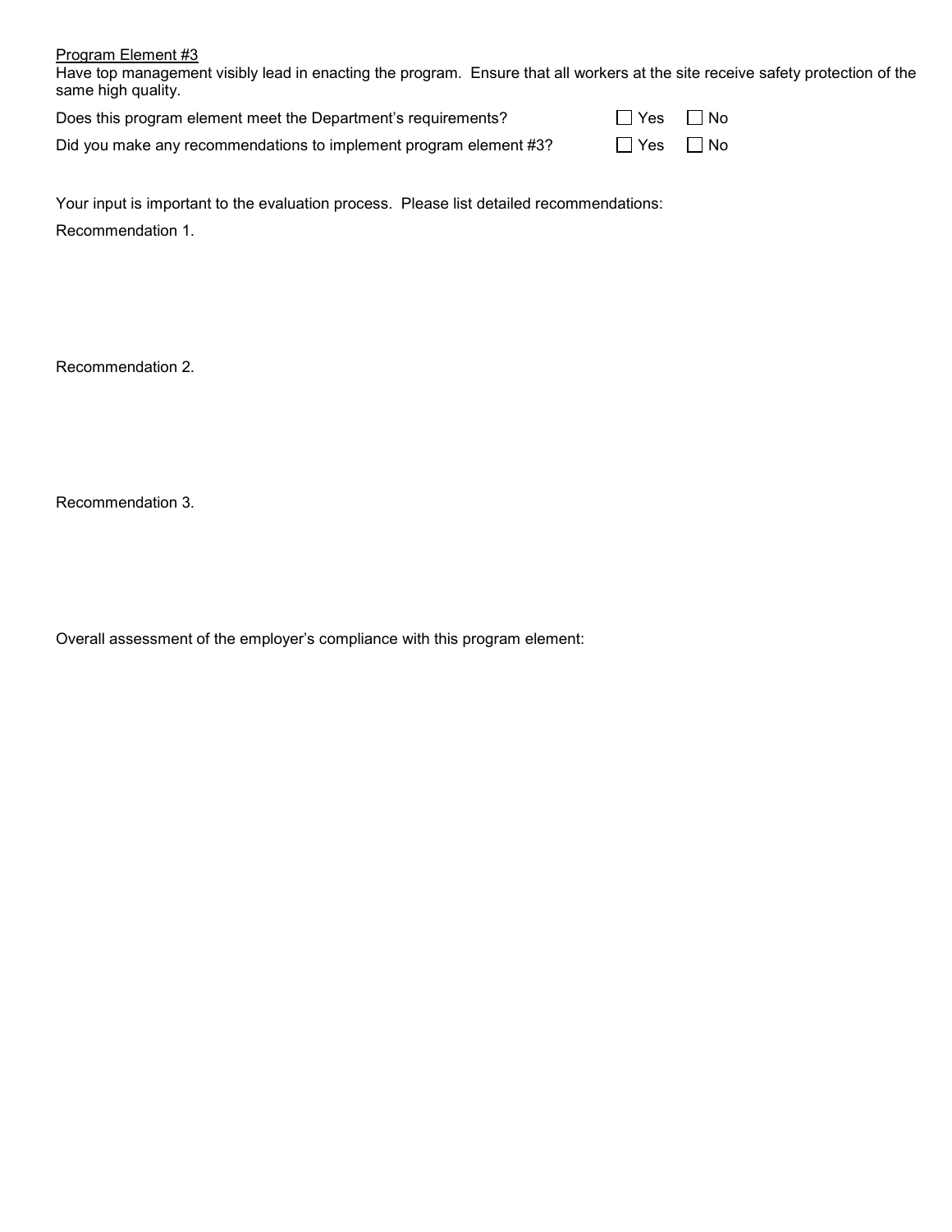Program Element #3

Have top management visibly lead in enacting the program. Ensure that all workers at the site receive safety protection of the same high quality.

Does this program element meet the Department's requirements? ☐ Yes ☐ No

Did you make any recommendations to implement program element #3? ☐ Yes ☐ No

Your input is important to the evaluation process. Please list detailed recommendations:

Recommendation 1.

Recommendation 2.

Recommendation 3.

Overall assessment of the employer's compliance with this program element: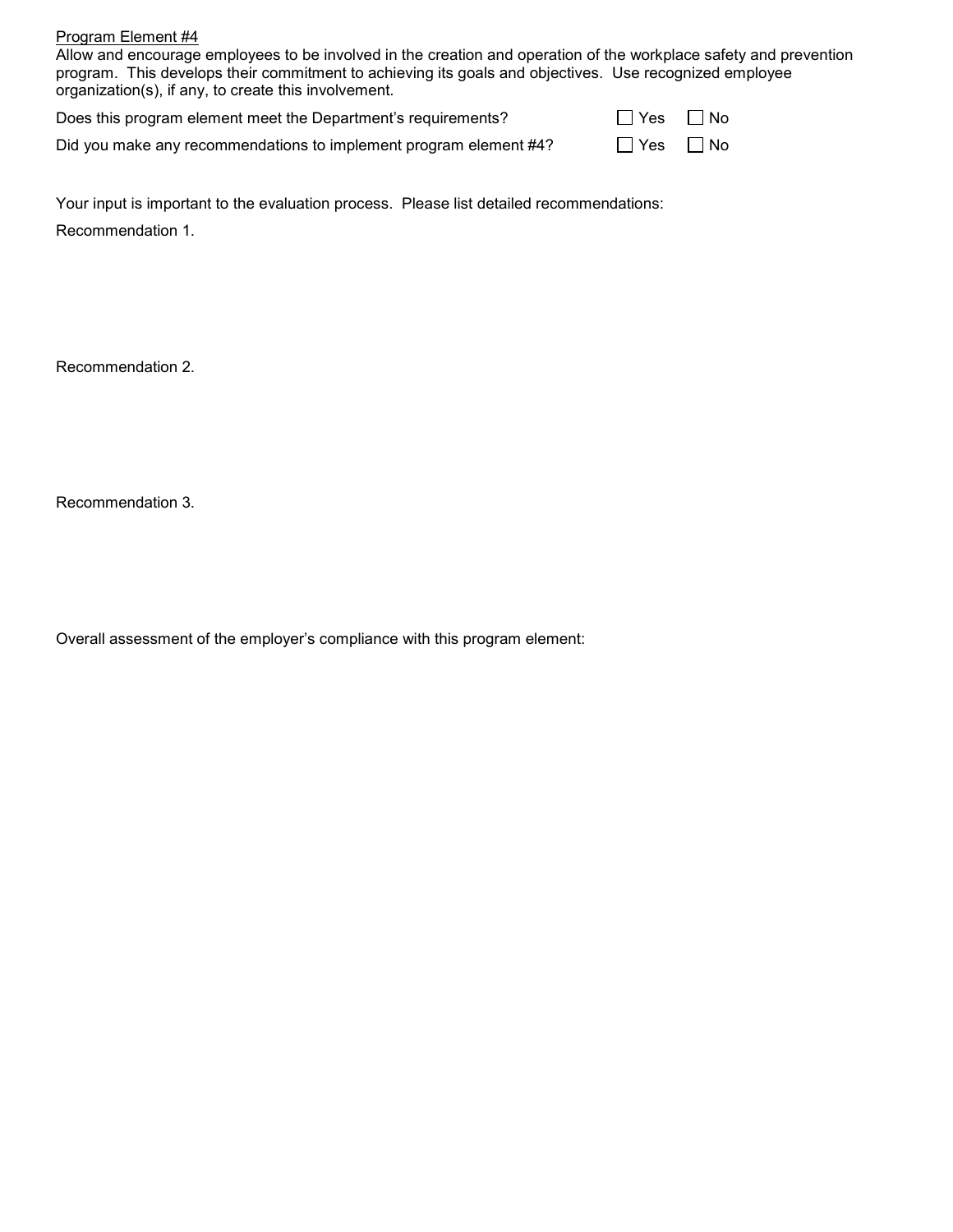Program Element #4

Allow and encourage employees to be involved in the creation and operation of the workplace safety and prevention program. This develops their commitment to achieving its goals and objectives. Use recognized employee organization(s), if any, to create this involvement.

Does this program element meet the Department's requirements? ☐ Yes ☐ No

Did you make any recommendations to implement program element #4? ☐ Yes ☐ No

Your input is important to the evaluation process. Please list detailed recommendations:

Recommendation 1.

Recommendation 2.

Recommendation 3.

Overall assessment of the employer's compliance with this program element: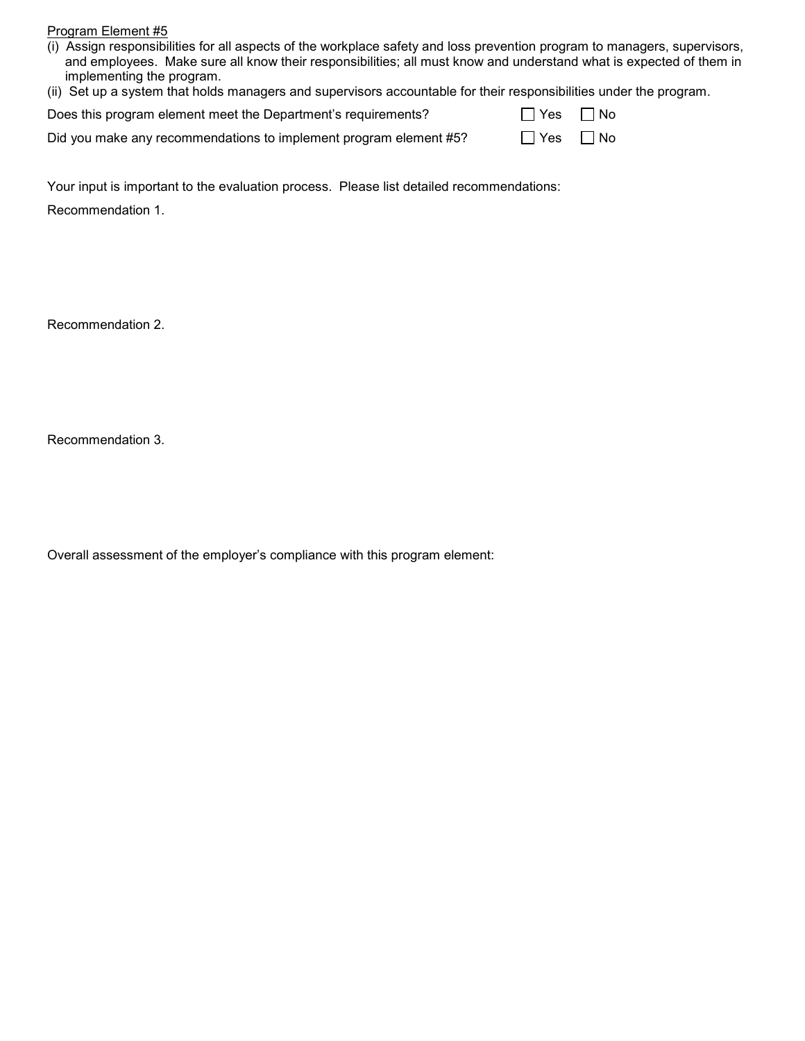Program Element #5

(i) Assign responsibilities for all aspects of the workplace safety and loss prevention program to managers, supervisors, and employees. Make sure all know their responsibilities; all must know and understand what is expected of them in implementing the program.

(ii) Set up a system that holds managers and supervisors accountable for their responsibilities under the program.

Does this program element meet the Department's requirements? ☐ Yes ☐ No

Did you make any recommendations to implement program element #5? ☐ Yes ☐ No

Your input is important to the evaluation process. Please list detailed recommendations:

Recommendation 1.

Recommendation 2.

Recommendation 3.

Overall assessment of the employer's compliance with this program element: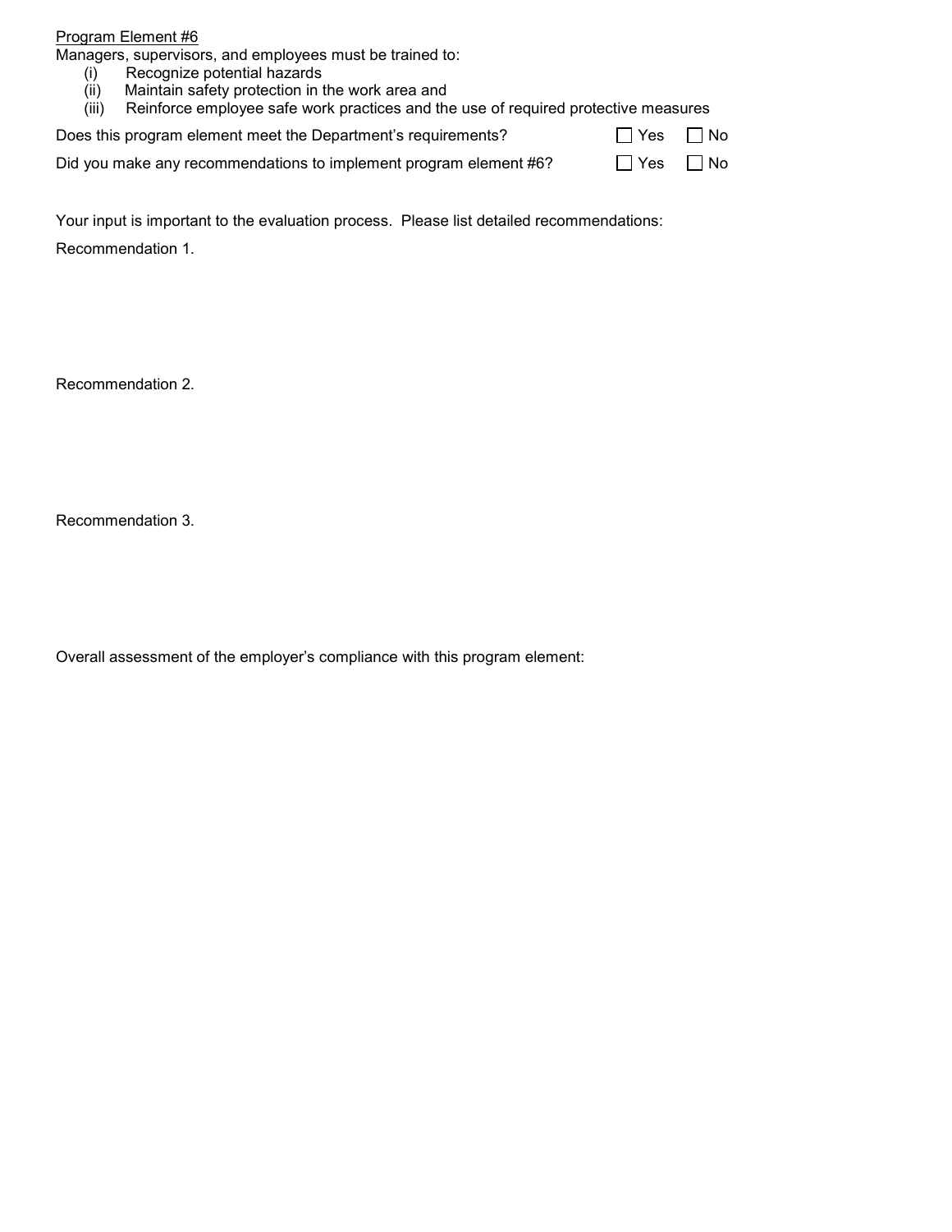Program Element #6

Managers, supervisors, and employees must be trained to:

(i) Recognize potential hazards
(ii) Maintain safety protection in the work area and
(iii) Reinforce employee safe work practices and the use of required protective measures

Does this program element meet the Department's requirements? ☐ Yes ☐ No

Did you make any recommendations to implement program element #6? ☐ Yes ☐ No

Your input is important to the evaluation process. Please list detailed recommendations:

Recommendation 1.

Recommendation 2.

Recommendation 3.

Overall assessment of the employer's compliance with this program element: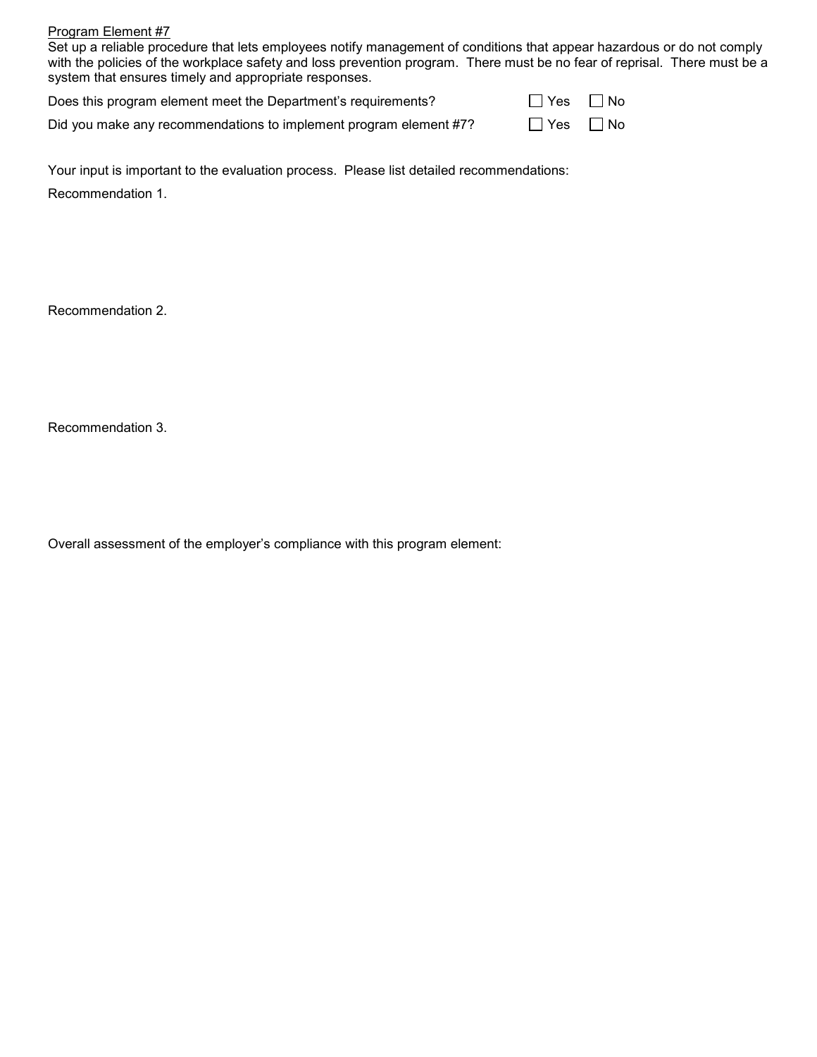<u>Program Element #7</u>

Set up a reliable procedure that lets employees notify management of conditions that appear hazardous or do not comply with the policies of the workplace safety and loss prevention program. There must be no fear of reprisal. There must be a system that ensures timely and appropriate responses.

Does this program element meet the Department's requirements? ☐ Yes ☐ No

Did you make any recommendations to implement program element #7? ☐ Yes ☐ No

Your input is important to the evaluation process. Please list detailed recommendations:

Recommendation 1.

Recommendation 2.

Recommendation 3.

Overall assessment of the employer's compliance with this program element: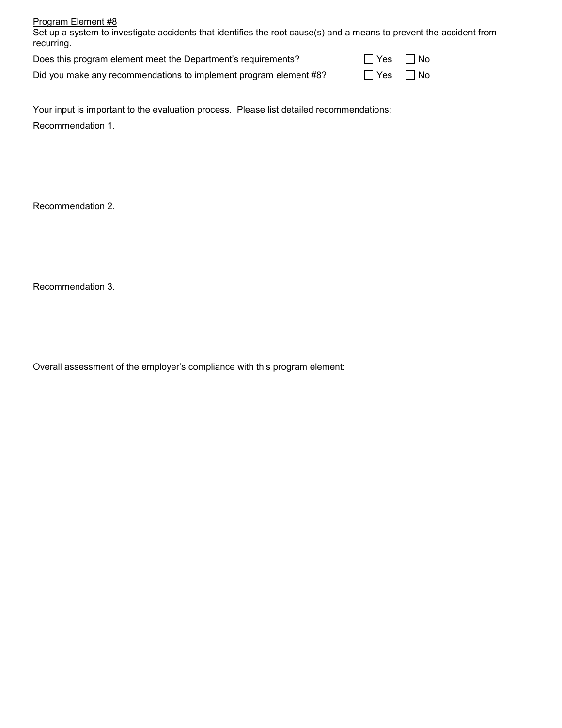<u>Program Element #8</u>

Set up a system to investigate accidents that identifies the root cause(s) and a means to prevent the accident from recurring.

Does this program element meet the Department's requirements? ☐ Yes ☐ No

Did you make any recommendations to implement program element #8? ☐ Yes ☐ No

Your input is important to the evaluation process. Please list detailed recommendations:

Recommendation 1.

Recommendation 2.

Recommendation 3.

Overall assessment of the employer's compliance with this program element: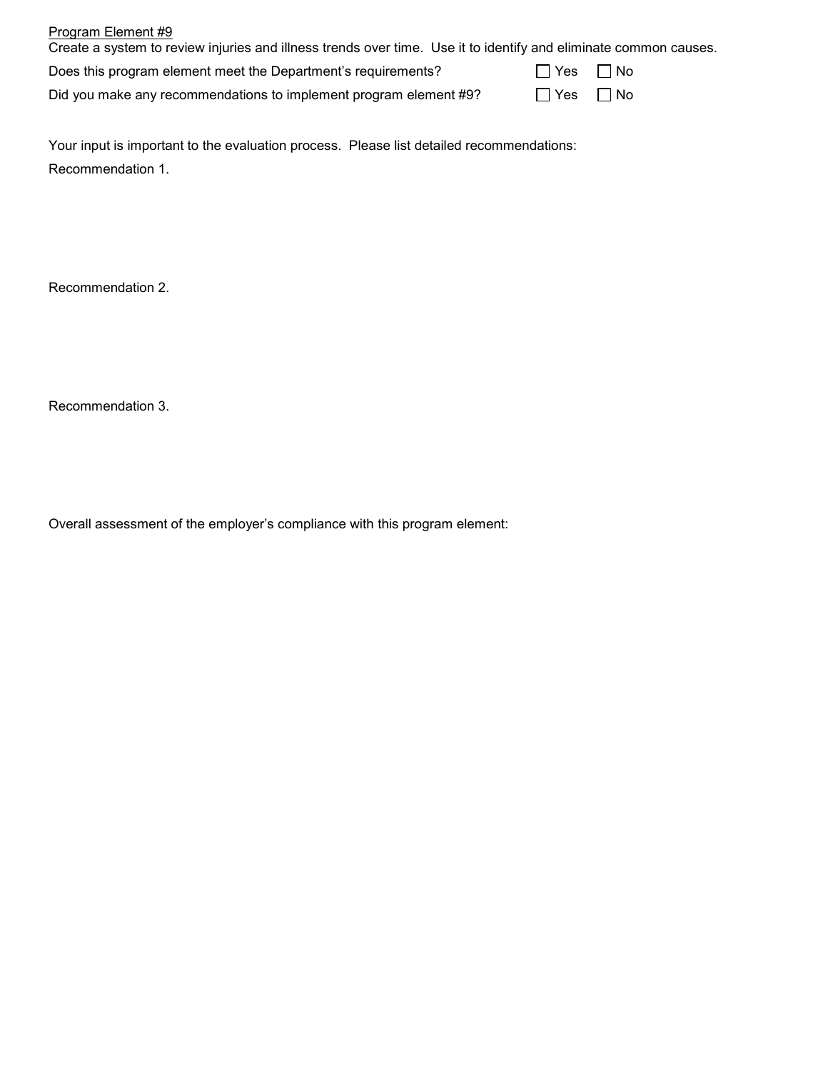Program Element #9

Create a system to review injuries and illness trends over time. Use it to identify and eliminate common causes.

Does this program element meet the Department's requirements? ☐ Yes ☐ No

Did you make any recommendations to implement program element #9? ☐ Yes ☐ No

Your input is important to the evaluation process. Please list detailed recommendations:

Recommendation 1.

Recommendation 2.

Recommendation 3.

Overall assessment of the employer's compliance with this program element: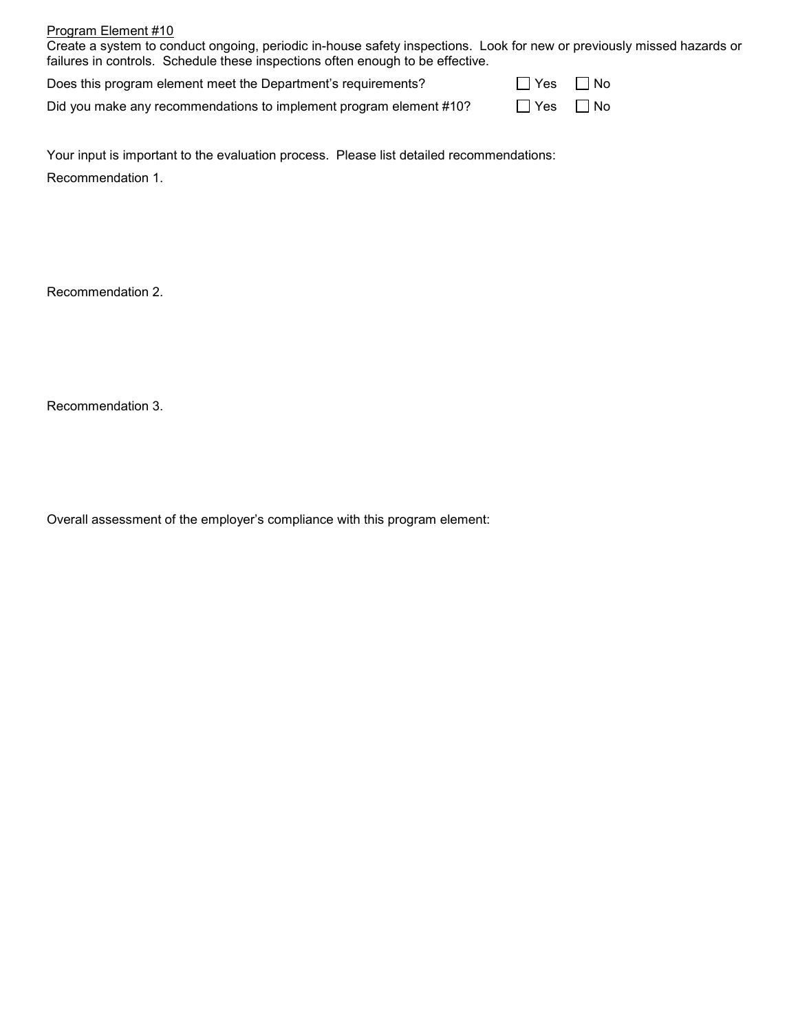Program Element #10

Create a system to conduct ongoing, periodic in-house safety inspections. Look for new or previously missed hazards or failures in controls. Schedule these inspections often enough to be effective.

Does this program element meet the Department's requirements? ☐ Yes ☐ No

Did you make any recommendations to implement program element #10? ☐ Yes ☐ No

Your input is important to the evaluation process. Please list detailed recommendations:

Recommendation 1.

Recommendation 2.

Recommendation 3.

Overall assessment of the employer's compliance with this program element: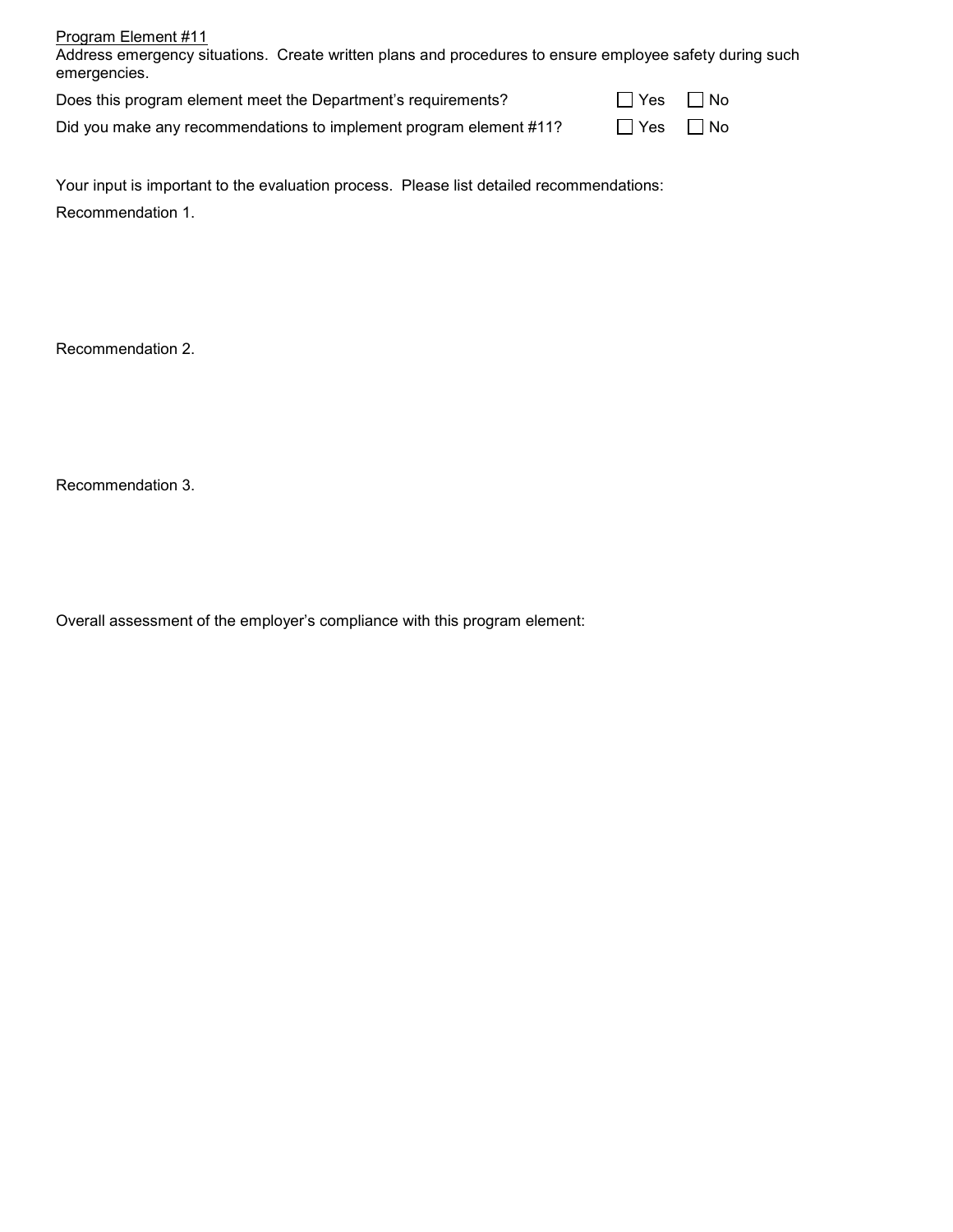Program Element #11

Address emergency situations. Create written plans and procedures to ensure employee safety during such emergencies.

Does this program element meet the Department's requirements? ☐ Yes ☐ No

Did you make any recommendations to implement program element #11? ☐ Yes ☐ No

Your input is important to the evaluation process. Please list detailed recommendations:

Recommendation 1.

Recommendation 2.

Recommendation 3.

Overall assessment of the employer's compliance with this program element: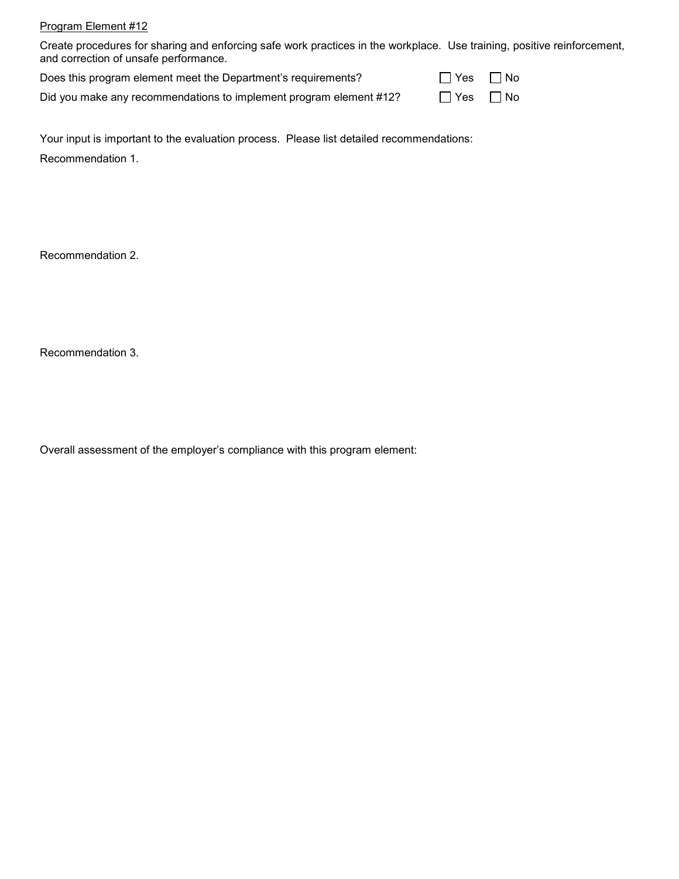Program Element #12

Create procedures for sharing and enforcing safe work practices in the workplace. Use training, positive reinforcement, and correction of unsafe performance.

Does this program element meet the Department's requirements? ☐ Yes ☐ No

Did you make any recommendations to implement program element #12? ☐ Yes ☐ No

Your input is important to the evaluation process. Please list detailed recommendations:

Recommendation 1.

Recommendation 2.

Recommendation 3.

Overall assessment of the employer's compliance with this program element: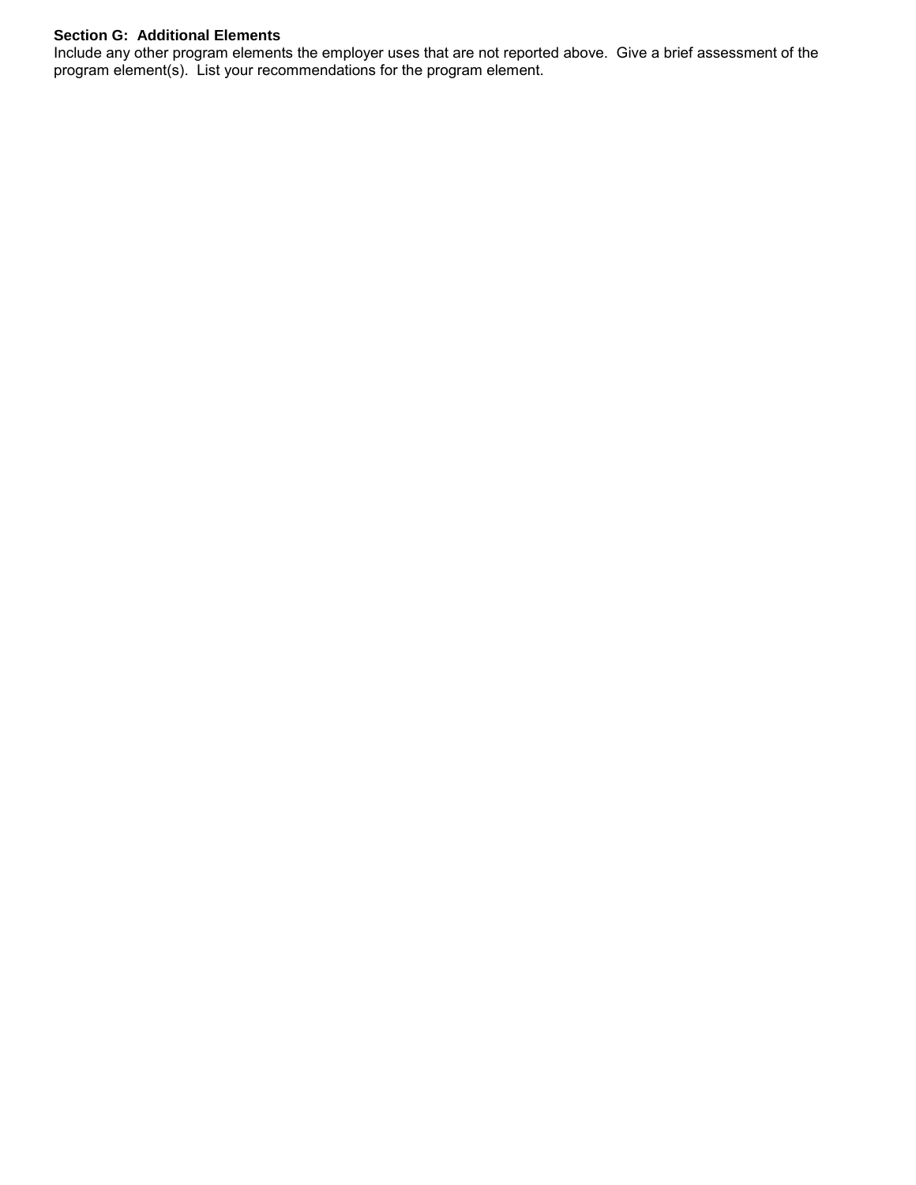**Section G: Additional Elements**

Include any other program elements the employer uses that are not reported above. Give a brief assessment of the program element(s). List your recommendations for the program element.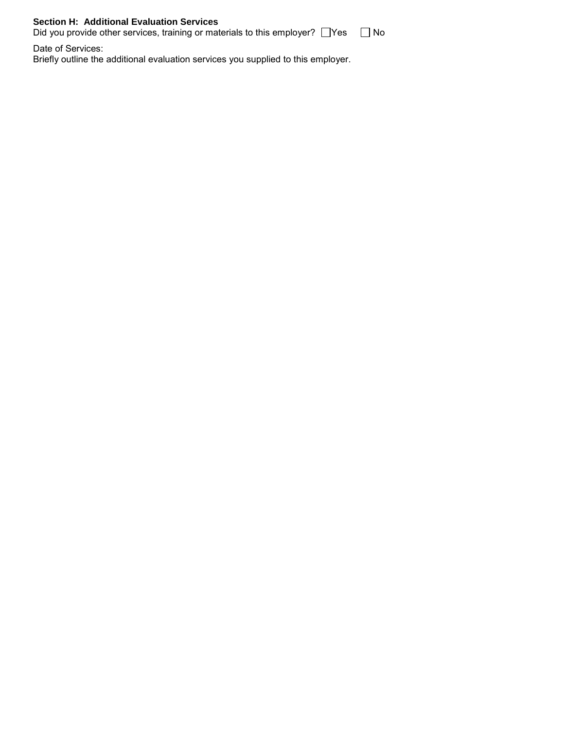**Section H: Additional Evaluation Services**

Did you provide other services, training or materials to this employer? ☐ Yes ☐ No

Date of Services:

Briefly outline the additional evaluation services you supplied to this employer.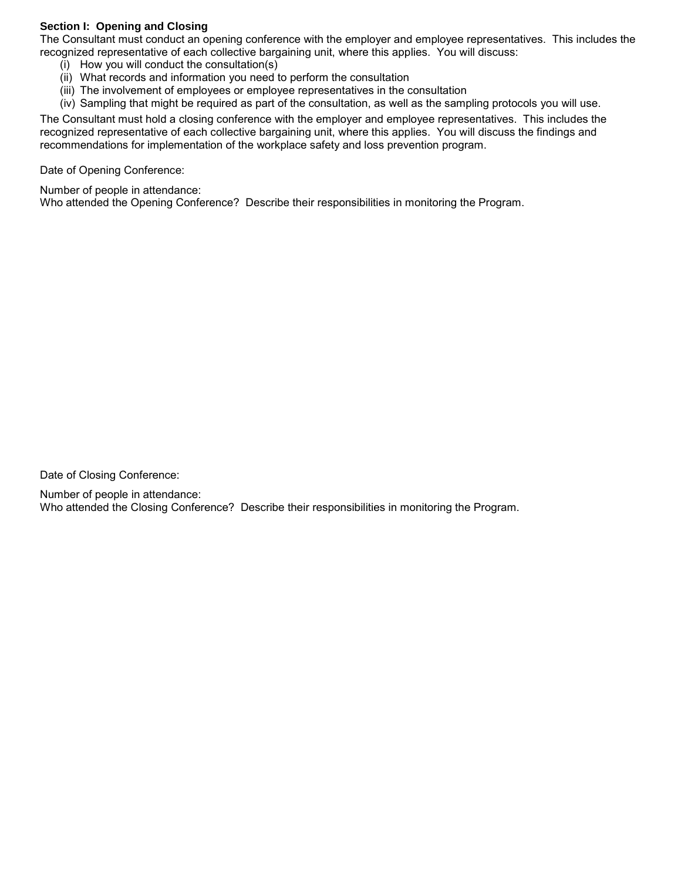**Section I: Opening and Closing**

The Consultant must conduct an opening conference with the employer and employee representatives. This includes the recognized representative of each collective bargaining unit, where this applies. You will discuss:

(i) How you will conduct the consultation(s)
(ii) What records and information you need to perform the consultation
(iii) The involvement of employees or employee representatives in the consultation
(iv) Sampling that might be required as part of the consultation, as well as the sampling protocols you will use.

The Consultant must hold a closing conference with the employer and employee representatives. This includes the recognized representative of each collective bargaining unit, where this applies. You will discuss the findings and recommendations for implementation of the workplace safety and loss prevention program.

Date of Opening Conference:

Number of people in attendance:
Who attended the Opening Conference? Describe their responsibilities in monitoring the Program.

Date of Closing Conference:

Number of people in attendance:
Who attended the Closing Conference? Describe their responsibilities in monitoring the Program.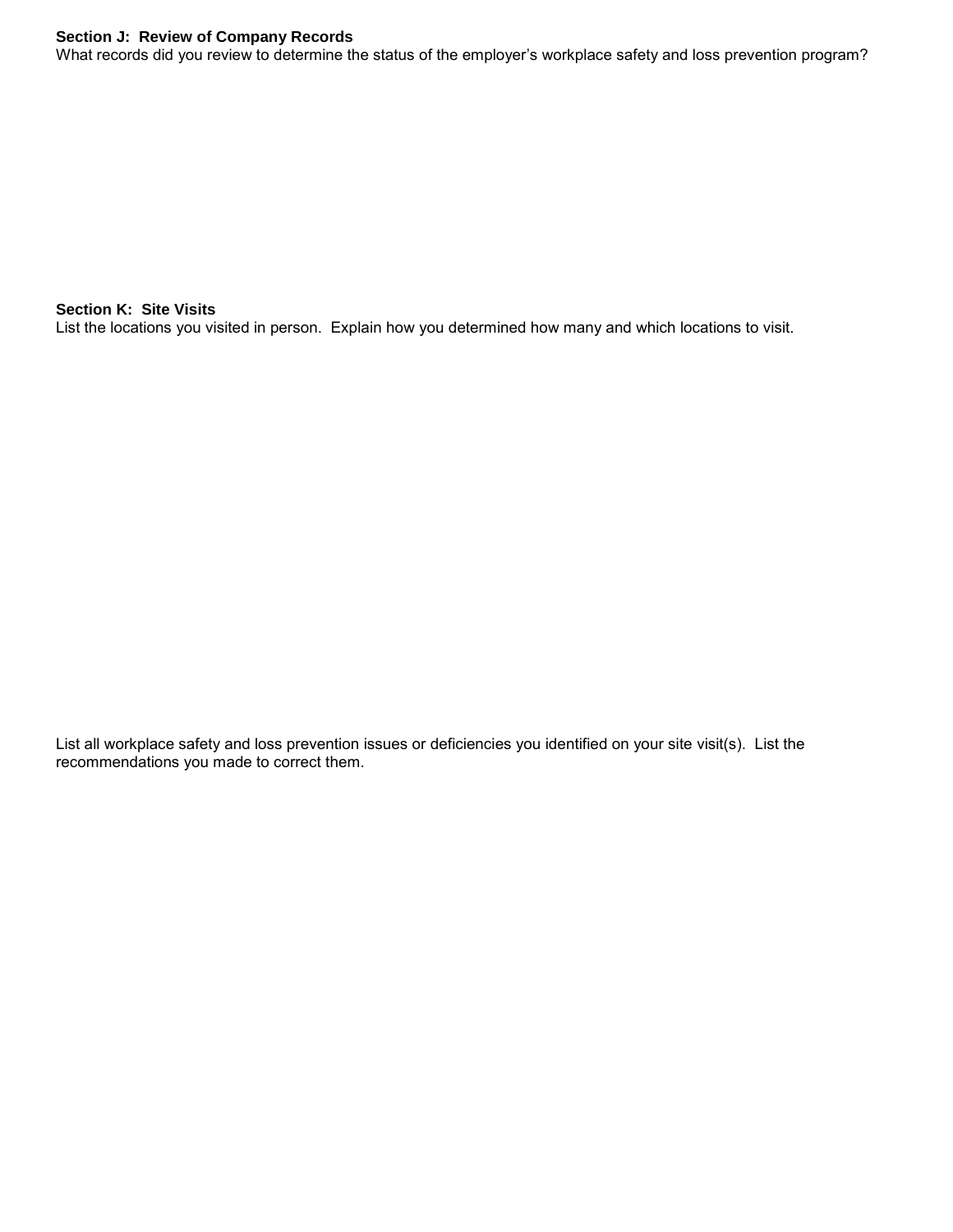**Section J: Review of Company Records**

What records did you review to determine the status of the employer's workplace safety and loss prevention program?

**Section K: Site Visits**

List the locations you visited in person. Explain how you determined how many and which locations to visit.

List all workplace safety and loss prevention issues or deficiencies you identified on your site visit(s). List the recommendations you made to correct them.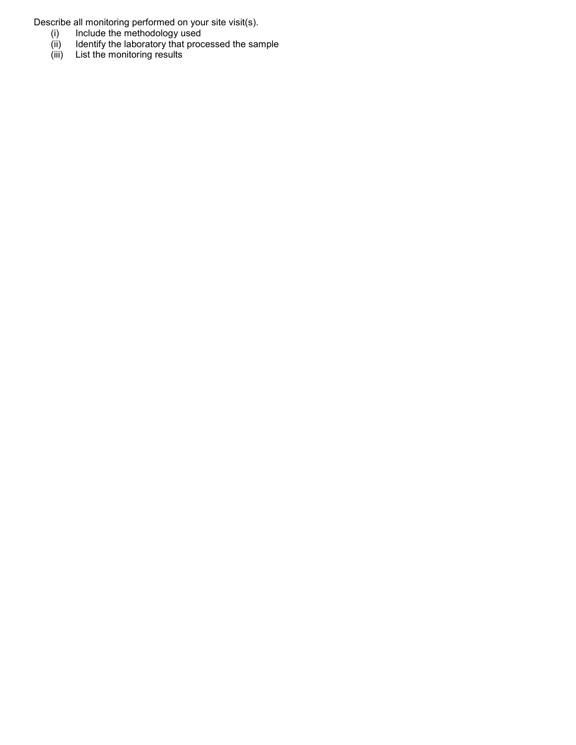Describe all monitoring performed on your site visit(s).

(i) Include the methodology used
(ii) Identify the laboratory that processed the sample
(iii) List the monitoring results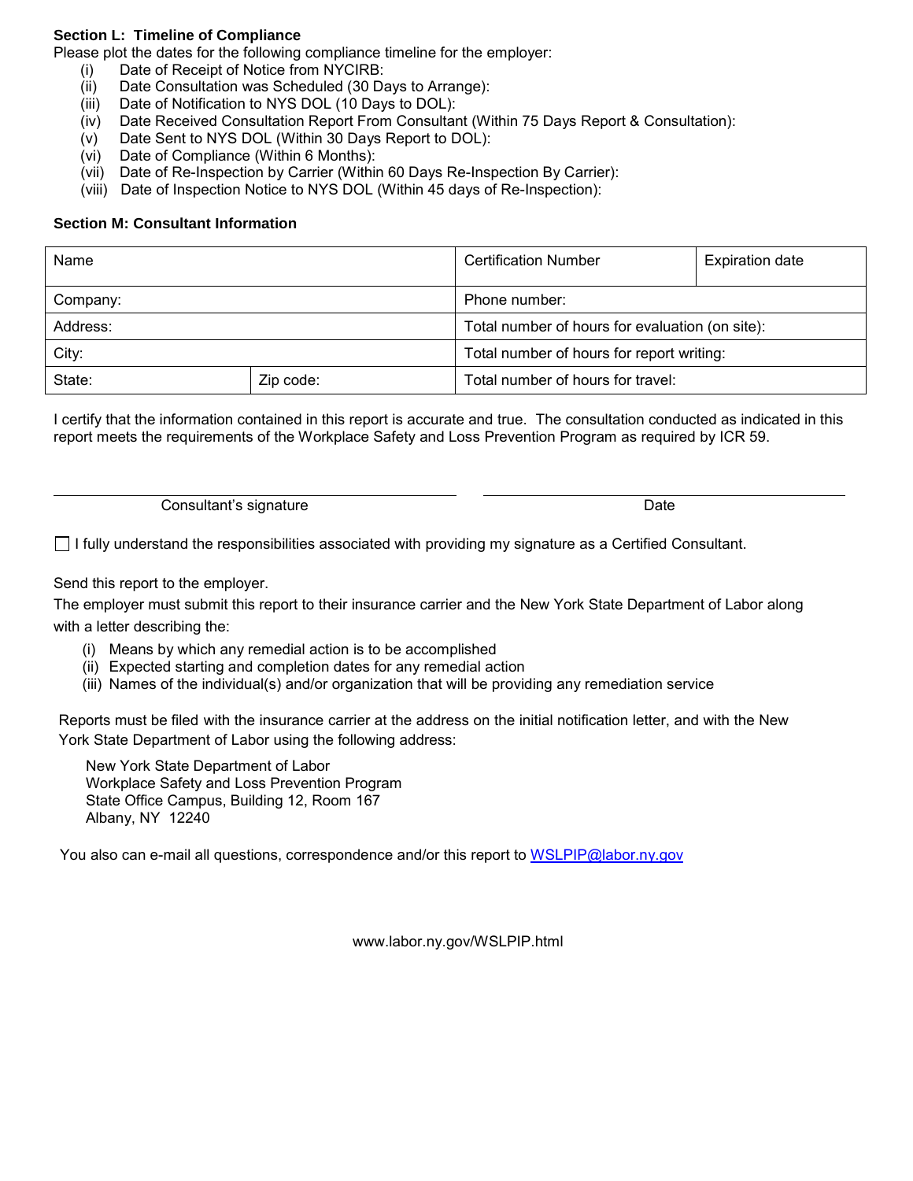**Section L: Timeline of Compliance**

Please plot the dates for the following compliance timeline for the employer:

(i) Date of Receipt of Notice from NYCIRB:
(ii) Date Consultation was Scheduled (30 Days to Arrange):
(iii) Date of Notification to NYS DOL (10 Days to DOL):
(iv) Date Received Consultation Report From Consultant (Within 75 Days Report & Consultation):
(v) Date Sent to NYS DOL (Within 30 Days Report to DOL):
(vi) Date of Compliance (Within 6 Months):
(vii) Date of Re-Inspection by Carrier (Within 60 Days Re-Inspection By Carrier):
(viii) Date of Inspection Notice to NYS DOL (Within 45 days of Re-Inspection):

**Section M: Consultant Information**

| | | | |
|---|---|---|---|
| Name | | Certification Number | Expiration date |
| Company: | | Phone number: | |
| Address: | | Total number of hours for evaluation (on site): | |
| City: | | Total number of hours for report writing: | |
| State: | Zip code: | Total number of hours for travel: | |

I certify that the information contained in this report is accurate and true. The consultation conducted as indicated in this report meets the requirements of the Workplace Safety and Loss Prevention Program as required by ICR 59.

Consultant's signature                                        Date

☐ I fully understand the responsibilities associated with providing my signature as a Certified Consultant.

Send this report to the employer.

The employer must submit this report to their insurance carrier and the New York State Department of Labor along with a letter describing the:

(i) Means by which any remedial action is to be accomplished
(ii) Expected starting and completion dates for any remedial action
(iii) Names of the individual(s) and/or organization that will be providing any remediation service

Reports must be filed with the insurance carrier at the address on the initial notification letter, and with the New York State Department of Labor using the following address:

New York State Department of Labor
Workplace Safety and Loss Prevention Program
State Office Campus, Building 12, Room 167
Albany, NY 12240

You also can e-mail all questions, correspondence and/or this report to WSLPIP@labor.ny.gov

www.labor.ny.gov/WSLPIP.html